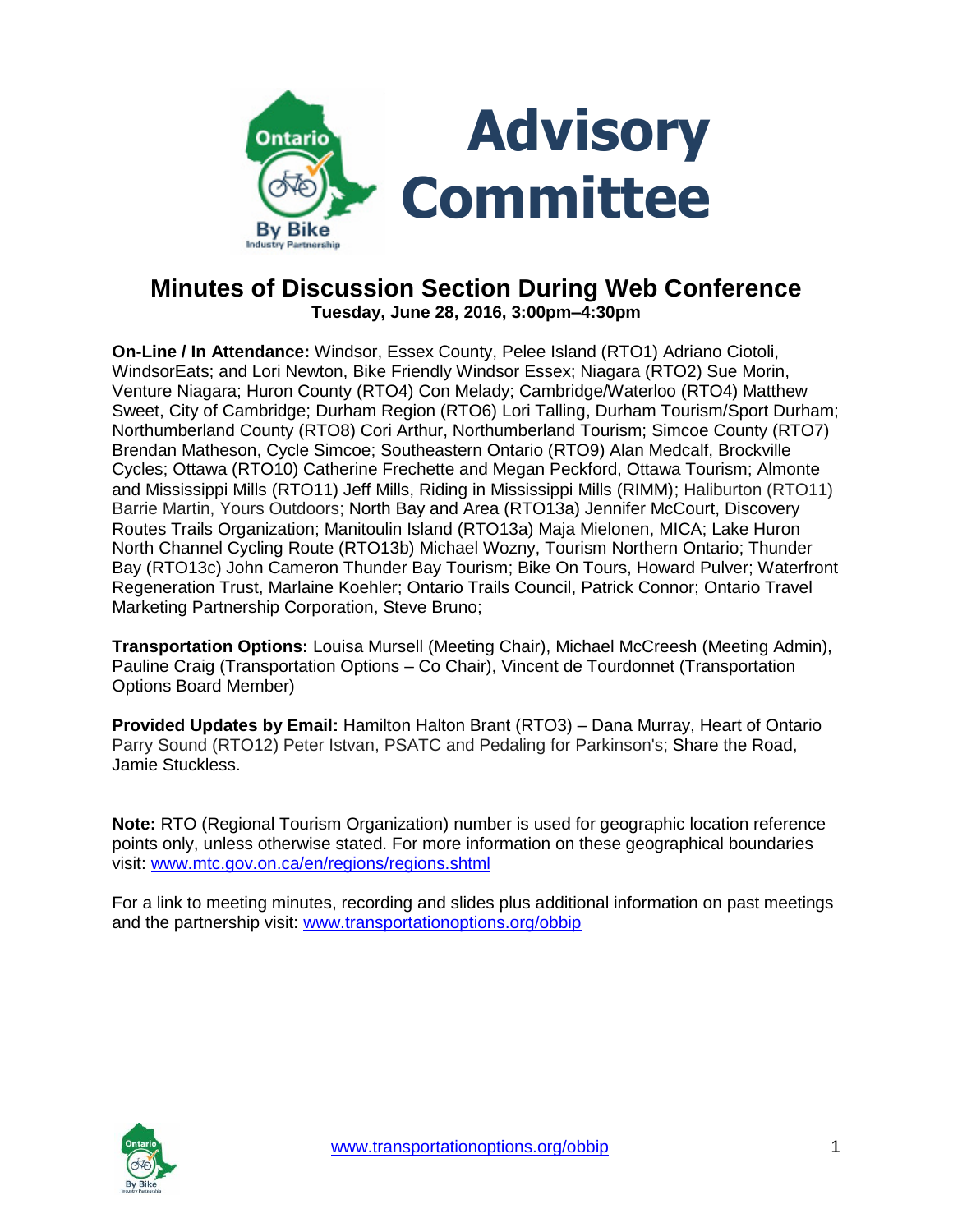# Advisory Committee

## Minutes of Discussion Section During Web Conference

**Tuesday, June 28, 2016, 3:00pm–4:30pm**

**On-Line / In Attendance:** Windsor, Essex County, Pelee Island (RTO1) Adriano Ciotoli, WindsorEats; and Lori Newton, Bike Friendly Windsor Essex; Niagara (RTO2) Sue Morin, Venture Niagara; Huron County (RTO4) Con Melady; Cambridge/Waterloo (RTO4) Matthew Sweet, City of Cambridge; Durham Region (RTO6) Lori Talling, Durham Tourism/Sport Durham; Northumberland County (RTO8) Cori Arthur, Northumberland Tourism; Simcoe County (RTO7) Brendan Matheson, Cycle Simcoe; Southeastern Ontario (RTO9) Alan Medcalf, Brockville Cycles; Ottawa (RTO10) Catherine Frechette and Megan Peckford, Ottawa Tourism; Almonte and Mississippi Mills (RTO11) Jeff Mills, Riding in Mississippi Mills (RIMM); Haliburton (RTO11) Barrie Martin, Yours Outdoors; North Bay and Area (RTO13a) Jennifer McCourt, Discovery Routes Trails Organization; Manitoulin Island (RTO13a) Maja Mielonen, MICA; Lake Huron North Channel Cycling Route (RTO13b) Michael Wozny, Tourism Northern Ontario; Thunder Bay (RTO13c) John Cameron Thunder Bay Tourism; Bike On Tours, Howard Pulver; Waterfront Regeneration Trust, Marlaine Koehler; Ontario Trails Council, Patrick Connor; Ontario Travel Marketing Partnership Corporation, Steve Bruno;

**Transportation Options:** Louisa Mursell (Meeting Chair), Michael McCreesh (Meeting Admin), Pauline Craig (Transportation Options – Co Chair), Vincent de Tourdonnet (Transportation Options Board Member)

**Provided Updates by Email:** Hamilton Halton Brant (RTO3) – Dana Murray, Heart of Ontario Parry Sound (RTO12) Peter Istvan, PSATC and Pedaling for Parkinson's; Share the Road, Jamie Stuckless.

**Note:** RTO (Regional Tourism Organization) number is used for geographic location reference points only, unless otherwise stated. For more information on these geographical boundaries visit: www.mtc.gov.on.ca/en/regions/regions.shtml

For a link to meeting minutes, recording and slides plus additional information on past meetings and the partnership visit: www.transportationoptions.org/obbip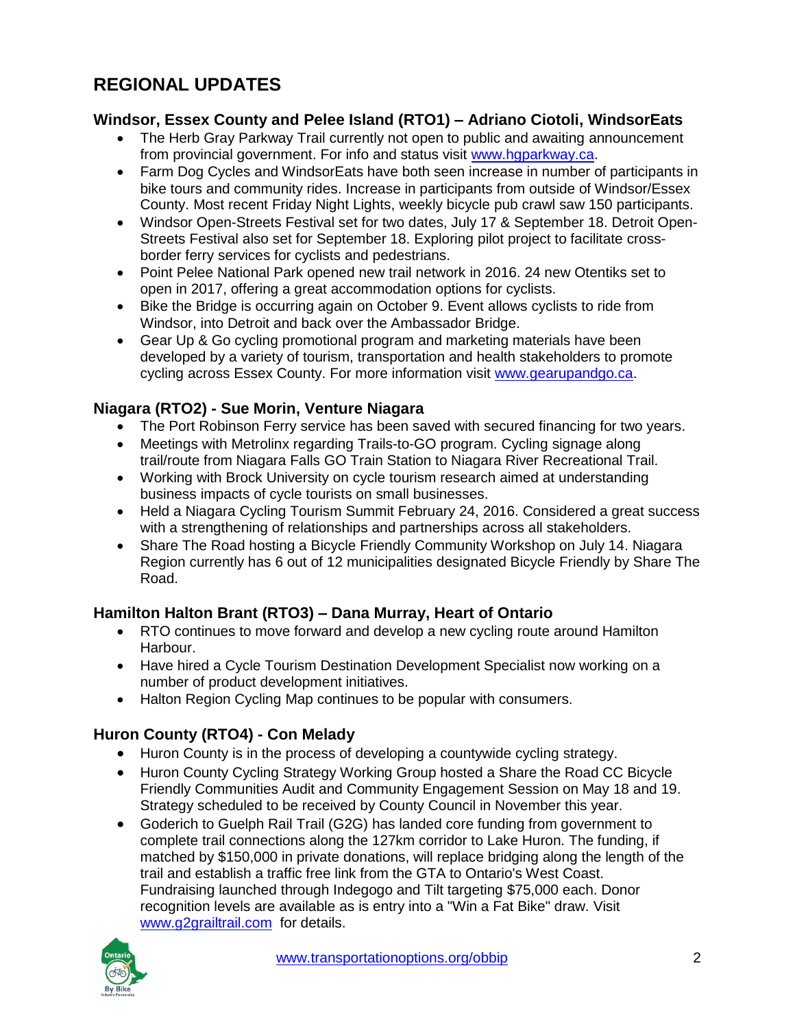## REGIONAL UPDATES

### Windsor, Essex County and Pelee Island (RTO1) – Adriano Ciotoli, WindsorEats

- The Herb Gray Parkway Trail currently not open to public and awaiting announcement from provincial government. For info and status visit www.hgparkway.ca.
- Farm Dog Cycles and WindsorEats have both seen increase in number of participants in bike tours and community rides. Increase in participants from outside of Windsor/Essex County. Most recent Friday Night Lights, weekly bicycle pub crawl saw 150 participants.
- Windsor Open-Streets Festival set for two dates, July 17 & September 18. Detroit Open-Streets Festival also set for September 18. Exploring pilot project to facilitate cross-border ferry services for cyclists and pedestrians.
- Point Pelee National Park opened new trail network in 2016. 24 new Otentiks set to open in 2017, offering a great accommodation options for cyclists.
- Bike the Bridge is occurring again on October 9. Event allows cyclists to ride from Windsor, into Detroit and back over the Ambassador Bridge.
- Gear Up & Go cycling promotional program and marketing materials have been developed by a variety of tourism, transportation and health stakeholders to promote cycling across Essex County. For more information visit www.gearupandgo.ca.

### Niagara (RTO2) - Sue Morin, Venture Niagara

- The Port Robinson Ferry service has been saved with secured financing for two years.
- Meetings with Metrolinx regarding Trails-to-GO program. Cycling signage along trail/route from Niagara Falls GO Train Station to Niagara River Recreational Trail.
- Working with Brock University on cycle tourism research aimed at understanding business impacts of cycle tourists on small businesses.
- Held a Niagara Cycling Tourism Summit February 24, 2016. Considered a great success with a strengthening of relationships and partnerships across all stakeholders.
- Share The Road hosting a Bicycle Friendly Community Workshop on July 14. Niagara Region currently has 6 out of 12 municipalities designated Bicycle Friendly by Share The Road.

### Hamilton Halton Brant (RTO3) – Dana Murray, Heart of Ontario

- RTO continues to move forward and develop a new cycling route around Hamilton Harbour.
- Have hired a Cycle Tourism Destination Development Specialist now working on a number of product development initiatives.
- Halton Region Cycling Map continues to be popular with consumers.

### Huron County (RTO4) - Con Melady

- Huron County is in the process of developing a countywide cycling strategy.
- Huron County Cycling Strategy Working Group hosted a Share the Road CC Bicycle Friendly Communities Audit and Community Engagement Session on May 18 and 19. Strategy scheduled to be received by County Council in November this year.
- Goderich to Guelph Rail Trail (G2G) has landed core funding from government to complete trail connections along the 127km corridor to Lake Huron. The funding, if matched by $150,000 in private donations, will replace bridging along the length of the trail and establish a traffic free link from the GTA to Ontario's West Coast. Fundraising launched through Indegogo and Tilt targeting $75,000 each. Donor recognition levels are available as is entry into a "Win a Fat Bike" draw. Visit www.g2grailtrail.com for details.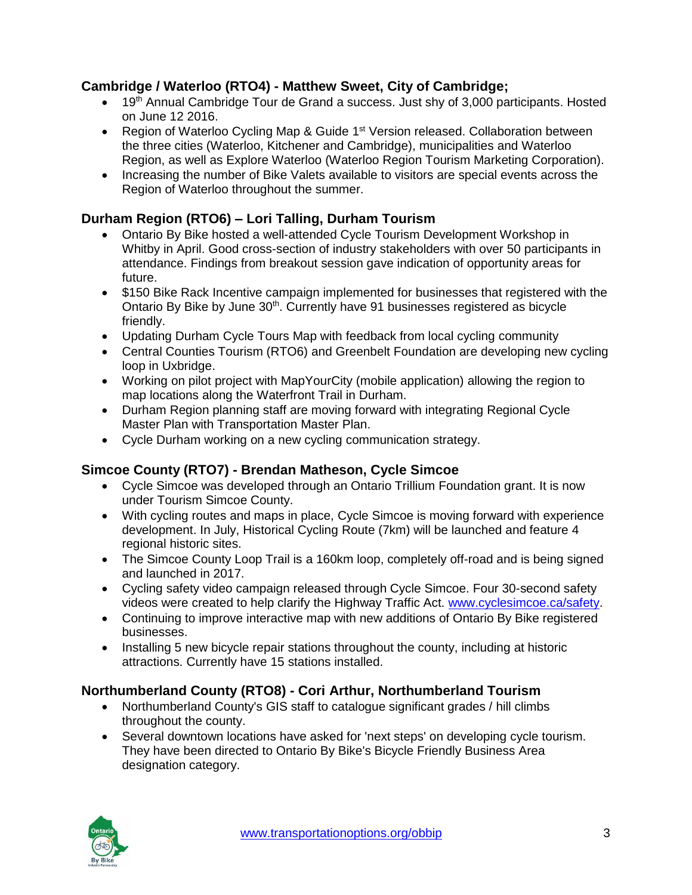### Cambridge / Waterloo (RTO4) - Matthew Sweet, City of Cambridge;

- 19th Annual Cambridge Tour de Grand a success. Just shy of 3,000 participants. Hosted on June 12 2016.
- Region of Waterloo Cycling Map & Guide 1st Version released. Collaboration between the three cities (Waterloo, Kitchener and Cambridge), municipalities and Waterloo Region, as well as Explore Waterloo (Waterloo Region Tourism Marketing Corporation).
- Increasing the number of Bike Valets available to visitors are special events across the Region of Waterloo throughout the summer.

### Durham Region (RTO6) – Lori Talling, Durham Tourism

- Ontario By Bike hosted a well-attended Cycle Tourism Development Workshop in Whitby in April. Good cross-section of industry stakeholders with over 50 participants in attendance. Findings from breakout session gave indication of opportunity areas for future.
- $150 Bike Rack Incentive campaign implemented for businesses that registered with the Ontario By Bike by June 30th. Currently have 91 businesses registered as bicycle friendly.
- Updating Durham Cycle Tours Map with feedback from local cycling community
- Central Counties Tourism (RTO6) and Greenbelt Foundation are developing new cycling loop in Uxbridge.
- Working on pilot project with MapYourCity (mobile application) allowing the region to map locations along the Waterfront Trail in Durham.
- Durham Region planning staff are moving forward with integrating Regional Cycle Master Plan with Transportation Master Plan.
- Cycle Durham working on a new cycling communication strategy.

### Simcoe County (RTO7) - Brendan Matheson, Cycle Simcoe

- Cycle Simcoe was developed through an Ontario Trillium Foundation grant. It is now under Tourism Simcoe County.
- With cycling routes and maps in place, Cycle Simcoe is moving forward with experience development. In July, Historical Cycling Route (7km) will be launched and feature 4 regional historic sites.
- The Simcoe County Loop Trail is a 160km loop, completely off-road and is being signed and launched in 2017.
- Cycling safety video campaign released through Cycle Simcoe. Four 30-second safety videos were created to help clarify the Highway Traffic Act. www.cyclesimcoe.ca/safety.
- Continuing to improve interactive map with new additions of Ontario By Bike registered businesses.
- Installing 5 new bicycle repair stations throughout the county, including at historic attractions. Currently have 15 stations installed.

### Northumberland County (RTO8) - Cori Arthur, Northumberland Tourism

- Northumberland County's GIS staff to catalogue significant grades / hill climbs throughout the county.
- Several downtown locations have asked for 'next steps' on developing cycle tourism. They have been directed to Ontario By Bike's Bicycle Friendly Business Area designation category.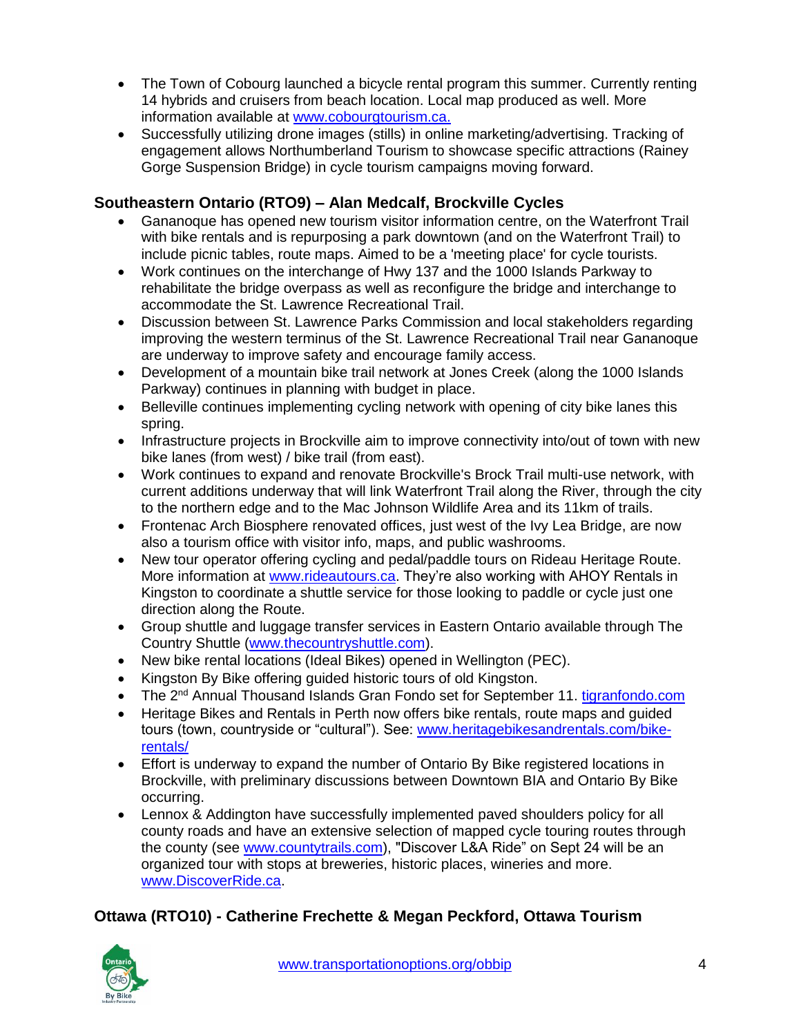- The Town of Cobourg launched a bicycle rental program this summer. Currently renting 14 hybrids and cruisers from beach location. Local map produced as well. More information available at www.cobourgtourism.ca.
- Successfully utilizing drone images (stills) in online marketing/advertising. Tracking of engagement allows Northumberland Tourism to showcase specific attractions (Rainey Gorge Suspension Bridge) in cycle tourism campaigns moving forward.

### Southeastern Ontario (RTO9) – Alan Medcalf, Brockville Cycles

- Gananoque has opened new tourism visitor information centre, on the Waterfront Trail with bike rentals and is repurposing a park downtown (and on the Waterfront Trail) to include picnic tables, route maps. Aimed to be a 'meeting place' for cycle tourists.
- Work continues on the interchange of Hwy 137 and the 1000 Islands Parkway to rehabilitate the bridge overpass as well as reconfigure the bridge and interchange to accommodate the St. Lawrence Recreational Trail.
- Discussion between St. Lawrence Parks Commission and local stakeholders regarding improving the western terminus of the St. Lawrence Recreational Trail near Gananoque are underway to improve safety and encourage family access.
- Development of a mountain bike trail network at Jones Creek (along the 1000 Islands Parkway) continues in planning with budget in place.
- Belleville continues implementing cycling network with opening of city bike lanes this spring.
- Infrastructure projects in Brockville aim to improve connectivity into/out of town with new bike lanes (from west) / bike trail (from east).
- Work continues to expand and renovate Brockville's Brock Trail multi-use network, with current additions underway that will link Waterfront Trail along the River, through the city to the northern edge and to the Mac Johnson Wildlife Area and its 11km of trails.
- Frontenac Arch Biosphere renovated offices, just west of the Ivy Lea Bridge, are now also a tourism office with visitor info, maps, and public washrooms.
- New tour operator offering cycling and pedal/paddle tours on Rideau Heritage Route. More information at www.rideautours.ca. They're also working with AHOY Rentals in Kingston to coordinate a shuttle service for those looking to paddle or cycle just one direction along the Route.
- Group shuttle and luggage transfer services in Eastern Ontario available through The Country Shuttle (www.thecountryshuttle.com).
- New bike rental locations (Ideal Bikes) opened in Wellington (PEC).
- Kingston By Bike offering guided historic tours of old Kingston.
- The 2nd Annual Thousand Islands Gran Fondo set for September 11. tigranfondo.com
- Heritage Bikes and Rentals in Perth now offers bike rentals, route maps and guided tours (town, countryside or "cultural"). See: www.heritagebikesandrentals.com/bike-rentals/
- Effort is underway to expand the number of Ontario By Bike registered locations in Brockville, with preliminary discussions between Downtown BIA and Ontario By Bike occurring.
- Lennox & Addington have successfully implemented paved shoulders policy for all county roads and have an extensive selection of mapped cycle touring routes through the county (see www.countytrails.com), "Discover L&A Ride" on Sept 24 will be an organized tour with stops at breweries, historic places, wineries and more. www.DiscoverRide.ca.

### Ottawa (RTO10) - Catherine Frechette & Megan Peckford, Ottawa Tourism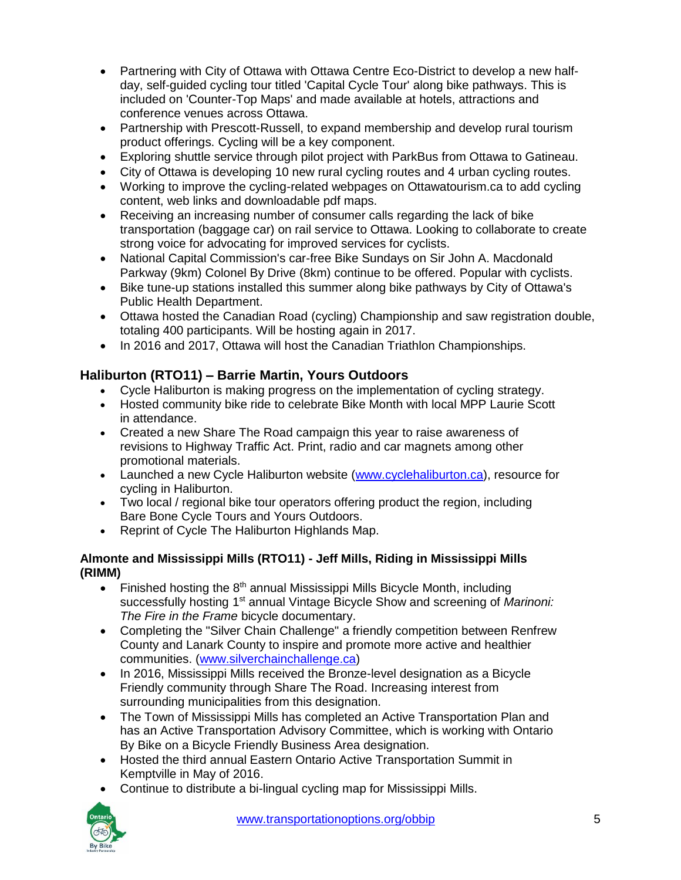- Partnering with City of Ottawa with Ottawa Centre Eco-District to develop a new half-day, self-guided cycling tour titled 'Capital Cycle Tour' along bike pathways. This is included on 'Counter-Top Maps' and made available at hotels, attractions and conference venues across Ottawa.
- Partnership with Prescott-Russell, to expand membership and develop rural tourism product offerings. Cycling will be a key component.
- Exploring shuttle service through pilot project with ParkBus from Ottawa to Gatineau.
- City of Ottawa is developing 10 new rural cycling routes and 4 urban cycling routes.
- Working to improve the cycling-related webpages on Ottawatourism.ca to add cycling content, web links and downloadable pdf maps.
- Receiving an increasing number of consumer calls regarding the lack of bike transportation (baggage car) on rail service to Ottawa. Looking to collaborate to create strong voice for advocating for improved services for cyclists.
- National Capital Commission's car-free Bike Sundays on Sir John A. Macdonald Parkway (9km) Colonel By Drive (8km) continue to be offered. Popular with cyclists.
- Bike tune-up stations installed this summer along bike pathways by City of Ottawa's Public Health Department.
- Ottawa hosted the Canadian Road (cycling) Championship and saw registration double, totaling 400 participants. Will be hosting again in 2017.
- In 2016 and 2017, Ottawa will host the Canadian Triathlon Championships.

### Haliburton (RTO11) – Barrie Martin, Yours Outdoors

- Cycle Haliburton is making progress on the implementation of cycling strategy.
- Hosted community bike ride to celebrate Bike Month with local MPP Laurie Scott in attendance.
- Created a new Share The Road campaign this year to raise awareness of revisions to Highway Traffic Act. Print, radio and car magnets among other promotional materials.
- Launched a new Cycle Haliburton website (www.cyclehaliburton.ca), resource for cycling in Haliburton.
- Two local / regional bike tour operators offering product the region, including Bare Bone Cycle Tours and Yours Outdoors.
- Reprint of Cycle The Haliburton Highlands Map.

#### Almonte and Mississippi Mills (RTO11) - Jeff Mills, Riding in Mississippi Mills (RIMM)

- Finished hosting the 8th annual Mississippi Mills Bicycle Month, including successfully hosting 1st annual Vintage Bicycle Show and screening of *Marinoni: The Fire in the Frame* bicycle documentary.
- Completing the "Silver Chain Challenge" a friendly competition between Renfrew County and Lanark County to inspire and promote more active and healthier communities. (www.silverchainchallenge.ca)
- In 2016, Mississippi Mills received the Bronze-level designation as a Bicycle Friendly community through Share The Road. Increasing interest from surrounding municipalities from this designation.
- The Town of Mississippi Mills has completed an Active Transportation Plan and has an Active Transportation Advisory Committee, which is working with Ontario By Bike on a Bicycle Friendly Business Area designation.
- Hosted the third annual Eastern Ontario Active Transportation Summit in Kemptville in May of 2016.
- Continue to distribute a bi-lingual cycling map for Mississippi Mills.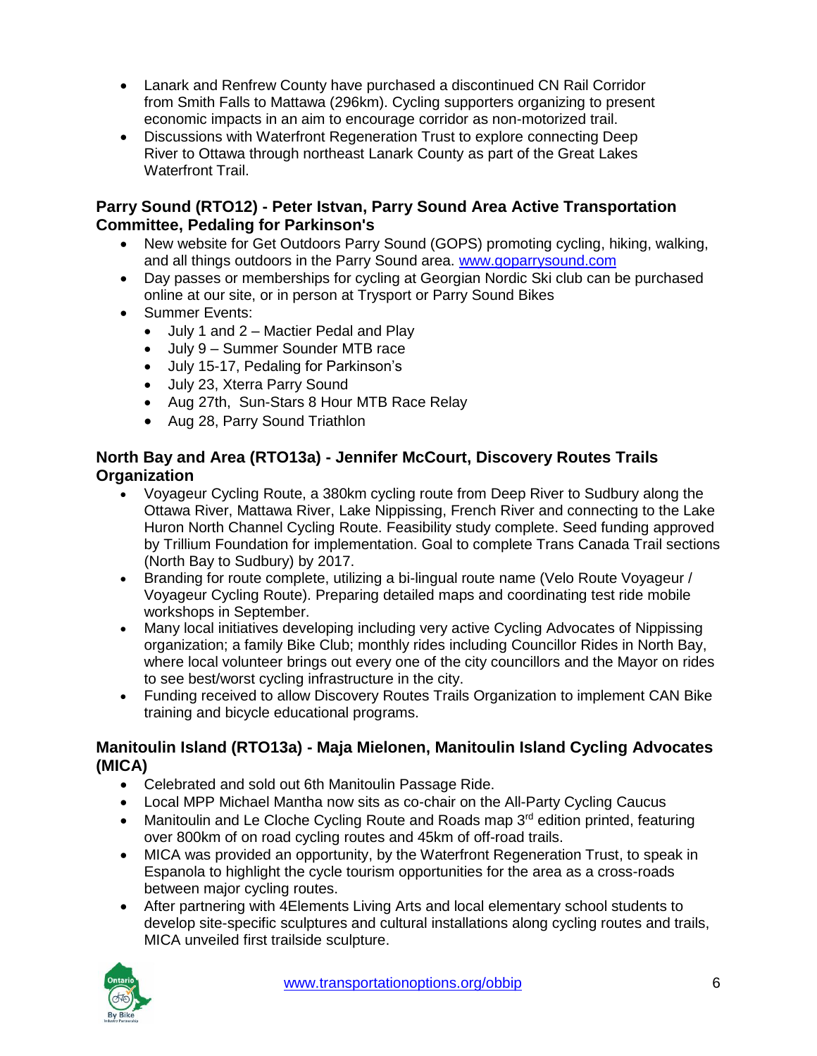- Lanark and Renfrew County have purchased a discontinued CN Rail Corridor from Smith Falls to Mattawa (296km). Cycling supporters organizing to present economic impacts in an aim to encourage corridor as non-motorized trail.
- Discussions with Waterfront Regeneration Trust to explore connecting Deep River to Ottawa through northeast Lanark County as part of the Great Lakes Waterfront Trail.

### Parry Sound (RTO12) - Peter Istvan, Parry Sound Area Active Transportation Committee, Pedaling for Parkinson's

- New website for Get Outdoors Parry Sound (GOPS) promoting cycling, hiking, walking, and all things outdoors in the Parry Sound area. [www.goparrysound.com](http://www.goparrysound.com)
- Day passes or memberships for cycling at Georgian Nordic Ski club can be purchased online at our site, or in person at Trysport or Parry Sound Bikes
- Summer Events:
  - July 1 and 2 – Mactier Pedal and Play
  - July 9 – Summer Sounder MTB race
  - July 15-17, Pedaling for Parkinson's
  - July 23, Xterra Parry Sound
  - Aug 27th, Sun-Stars 8 Hour MTB Race Relay
  - Aug 28, Parry Sound Triathlon

### North Bay and Area (RTO13a) - Jennifer McCourt, Discovery Routes Trails Organization

- Voyageur Cycling Route, a 380km cycling route from Deep River to Sudbury along the Ottawa River, Mattawa River, Lake Nippissing, French River and connecting to the Lake Huron North Channel Cycling Route. Feasibility study complete. Seed funding approved by Trillium Foundation for implementation. Goal to complete Trans Canada Trail sections (North Bay to Sudbury) by 2017.
- Branding for route complete, utilizing a bi-lingual route name (Velo Route Voyageur / Voyageur Cycling Route). Preparing detailed maps and coordinating test ride mobile workshops in September.
- Many local initiatives developing including very active Cycling Advocates of Nippissing organization; a family Bike Club; monthly rides including Councillor Rides in North Bay, where local volunteer brings out every one of the city councillors and the Mayor on rides to see best/worst cycling infrastructure in the city.
- Funding received to allow Discovery Routes Trails Organization to implement CAN Bike training and bicycle educational programs.

### Manitoulin Island (RTO13a) - Maja Mielonen, Manitoulin Island Cycling Advocates (MICA)

- Celebrated and sold out 6th Manitoulin Passage Ride.
- Local MPP Michael Mantha now sits as co-chair on the All-Party Cycling Caucus
- Manitoulin and Le Cloche Cycling Route and Roads map 3rd edition printed, featuring over 800km of on road cycling routes and 45km of off-road trails.
- MICA was provided an opportunity, by the Waterfront Regeneration Trust, to speak in Espanola to highlight the cycle tourism opportunities for the area as a cross-roads between major cycling routes.
- After partnering with 4Elements Living Arts and local elementary school students to develop site-specific sculptures and cultural installations along cycling routes and trails, MICA unveiled first trailside sculpture.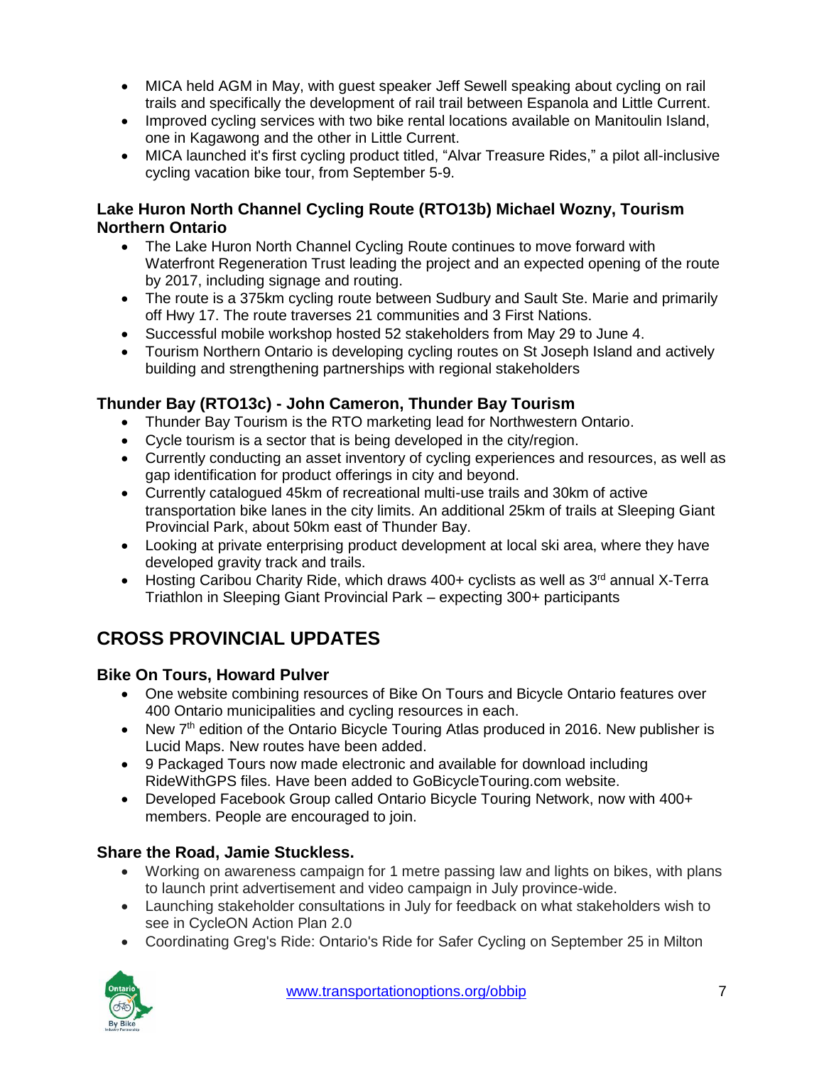- MICA held AGM in May, with guest speaker Jeff Sewell speaking about cycling on rail trails and specifically the development of rail trail between Espanola and Little Current.
- Improved cycling services with two bike rental locations available on Manitoulin Island, one in Kagawong and the other in Little Current.
- MICA launched it's first cycling product titled, "Alvar Treasure Rides," a pilot all-inclusive cycling vacation bike tour, from September 5-9.

### Lake Huron North Channel Cycling Route (RTO13b) Michael Wozny, Tourism Northern Ontario

- The Lake Huron North Channel Cycling Route continues to move forward with Waterfront Regeneration Trust leading the project and an expected opening of the route by 2017, including signage and routing.
- The route is a 375km cycling route between Sudbury and Sault Ste. Marie and primarily off Hwy 17. The route traverses 21 communities and 3 First Nations.
- Successful mobile workshop hosted 52 stakeholders from May 29 to June 4.
- Tourism Northern Ontario is developing cycling routes on St Joseph Island and actively building and strengthening partnerships with regional stakeholders

### Thunder Bay (RTO13c) - John Cameron, Thunder Bay Tourism

- Thunder Bay Tourism is the RTO marketing lead for Northwestern Ontario.
- Cycle tourism is a sector that is being developed in the city/region.
- Currently conducting an asset inventory of cycling experiences and resources, as well as gap identification for product offerings in city and beyond.
- Currently catalogued 45km of recreational multi-use trails and 30km of active transportation bike lanes in the city limits. An additional 25km of trails at Sleeping Giant Provincial Park, about 50km east of Thunder Bay.
- Looking at private enterprising product development at local ski area, where they have developed gravity track and trails.
- Hosting Caribou Charity Ride, which draws 400+ cyclists as well as 3rd annual X-Terra Triathlon in Sleeping Giant Provincial Park – expecting 300+ participants

## CROSS PROVINCIAL UPDATES

### Bike On Tours, Howard Pulver

- One website combining resources of Bike On Tours and Bicycle Ontario features over 400 Ontario municipalities and cycling resources in each.
- New 7th edition of the Ontario Bicycle Touring Atlas produced in 2016. New publisher is Lucid Maps. New routes have been added.
- 9 Packaged Tours now made electronic and available for download including RideWithGPS files. Have been added to GoBicycleTouring.com website.
- Developed Facebook Group called Ontario Bicycle Touring Network, now with 400+ members. People are encouraged to join.

### Share the Road, Jamie Stuckless.

- Working on awareness campaign for 1 metre passing law and lights on bikes, with plans to launch print advertisement and video campaign in July province-wide.
- Launching stakeholder consultations in July for feedback on what stakeholders wish to see in CycleON Action Plan 2.0
- Coordinating Greg's Ride: Ontario's Ride for Safer Cycling on September 25 in Milton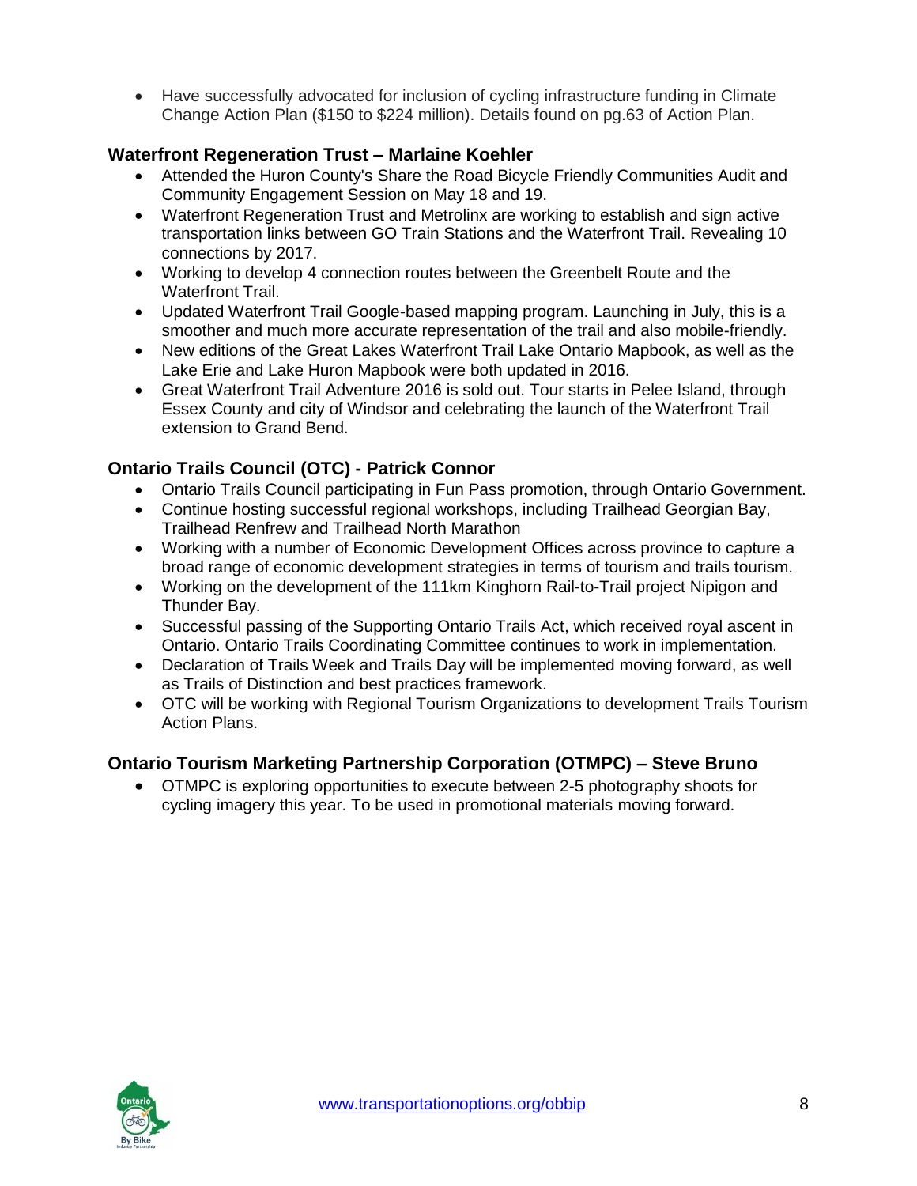- Have successfully advocated for inclusion of cycling infrastructure funding in Climate Change Action Plan ($150 to $224 million). Details found on pg.63 of Action Plan.

### Waterfront Regeneration Trust – Marlaine Koehler

- Attended the Huron County's Share the Road Bicycle Friendly Communities Audit and Community Engagement Session on May 18 and 19.
- Waterfront Regeneration Trust and Metrolinx are working to establish and sign active transportation links between GO Train Stations and the Waterfront Trail. Revealing 10 connections by 2017.
- Working to develop 4 connection routes between the Greenbelt Route and the Waterfront Trail.
- Updated Waterfront Trail Google-based mapping program. Launching in July, this is a smoother and much more accurate representation of the trail and also mobile-friendly.
- New editions of the Great Lakes Waterfront Trail Lake Ontario Mapbook, as well as the Lake Erie and Lake Huron Mapbook were both updated in 2016.
- Great Waterfront Trail Adventure 2016 is sold out. Tour starts in Pelee Island, through Essex County and city of Windsor and celebrating the launch of the Waterfront Trail extension to Grand Bend.

### Ontario Trails Council (OTC) - Patrick Connor

- Ontario Trails Council participating in Fun Pass promotion, through Ontario Government.
- Continue hosting successful regional workshops, including Trailhead Georgian Bay, Trailhead Renfrew and Trailhead North Marathon
- Working with a number of Economic Development Offices across province to capture a broad range of economic development strategies in terms of tourism and trails tourism.
- Working on the development of the 111km Kinghorn Rail-to-Trail project Nipigon and Thunder Bay.
- Successful passing of the Supporting Ontario Trails Act, which received royal ascent in Ontario. Ontario Trails Coordinating Committee continues to work in implementation.
- Declaration of Trails Week and Trails Day will be implemented moving forward, as well as Trails of Distinction and best practices framework.
- OTC will be working with Regional Tourism Organizations to development Trails Tourism Action Plans.

### Ontario Tourism Marketing Partnership Corporation (OTMPC) – Steve Bruno

- OTMPC is exploring opportunities to execute between 2-5 photography shoots for cycling imagery this year. To be used in promotional materials moving forward.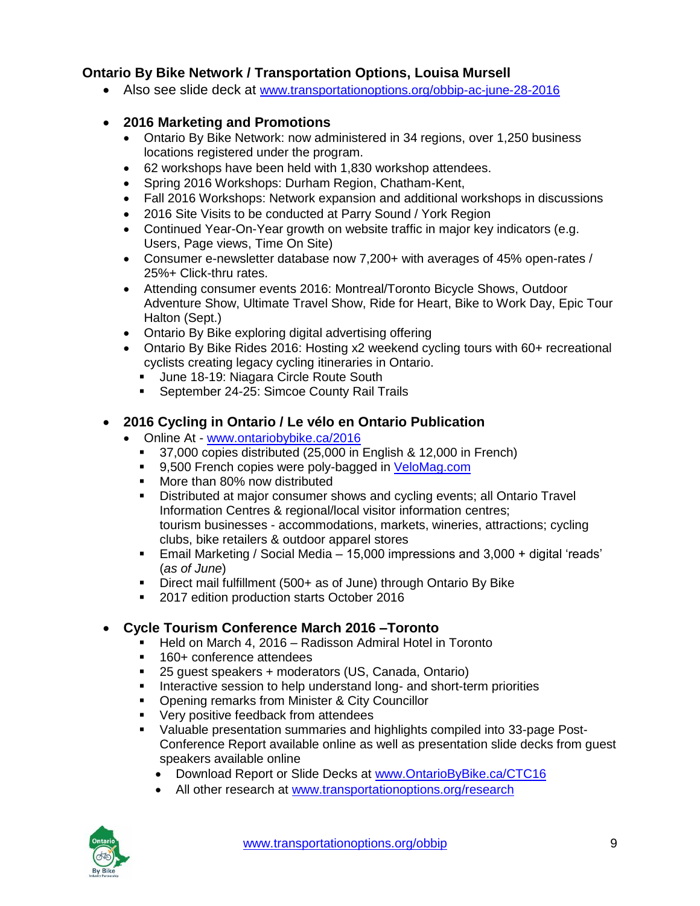### Ontario By Bike Network / Transportation Options, Louisa Mursell

- Also see slide deck at [www.transportationoptions.org/obbip-ac-june-28-2016](http://www.transportationoptions.org/obbip-ac-june-28-2016)

- **2016 Marketing and Promotions**
  - Ontario By Bike Network: now administered in 34 regions, over 1,250 business locations registered under the program.
  - 62 workshops have been held with 1,830 workshop attendees.
  - Spring 2016 Workshops: Durham Region, Chatham-Kent,
  - Fall 2016 Workshops: Network expansion and additional workshops in discussions
  - 2016 Site Visits to be conducted at Parry Sound / York Region
  - Continued Year-On-Year growth on website traffic in major key indicators (e.g. Users, Page views, Time On Site)
  - Consumer e-newsletter database now 7,200+ with averages of 45% open-rates / 25%+ Click-thru rates.
  - Attending consumer events 2016: Montreal/Toronto Bicycle Shows, Outdoor Adventure Show, Ultimate Travel Show, Ride for Heart, Bike to Work Day, Epic Tour Halton (Sept.)
  - Ontario By Bike exploring digital advertising offering
  - Ontario By Bike Rides 2016: Hosting x2 weekend cycling tours with 60+ recreational cyclists creating legacy cycling itineraries in Ontario.
    - June 18-19: Niagara Circle Route South
    - September 24-25: Simcoe County Rail Trails

- **2016 Cycling in Ontario / Le vélo en Ontario Publication**
  - Online At - [www.ontariobybike.ca/2016](http://www.ontariobybike.ca/2016)
    - 37,000 copies distributed (25,000 in English & 12,000 in French)
    - 9,500 French copies were poly-bagged in [VeloMag.com](http://VeloMag.com)
    - More than 80% now distributed
    - Distributed at major consumer shows and cycling events; all Ontario Travel Information Centres & regional/local visitor information centres; tourism businesses - accommodations, markets, wineries, attractions; cycling clubs, bike retailers & outdoor apparel stores
    - Email Marketing / Social Media – 15,000 impressions and 3,000 + digital 'reads' (*as of June*)
    - Direct mail fulfillment (500+ as of June) through Ontario By Bike
    - 2017 edition production starts October 2016

- **Cycle Tourism Conference March 2016 –Toronto**
  - Held on March 4, 2016 – Radisson Admiral Hotel in Toronto
  - 160+ conference attendees
  - 25 guest speakers + moderators (US, Canada, Ontario)
  - Interactive session to help understand long- and short-term priorities
  - Opening remarks from Minister & City Councillor
  - Very positive feedback from attendees
  - Valuable presentation summaries and highlights compiled into 33-page Post-Conference Report available online as well as presentation slide decks from guest speakers available online
    - Download Report or Slide Decks at [www.OntarioByBike.ca/CTC16](http://www.OntarioByBike.ca/CTC16)
    - All other research at [www.transportationoptions.org/research](http://www.transportationoptions.org/research)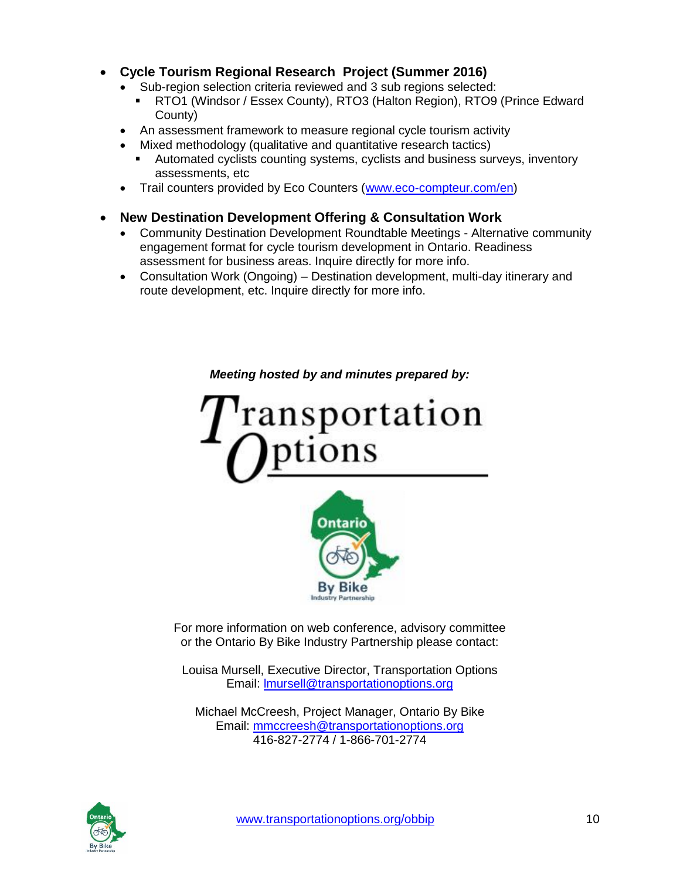- **Cycle Tourism Regional Research Project (Summer 2016)**
  - Sub-region selection criteria reviewed and 3 sub regions selected:
    - RTO1 (Windsor / Essex County), RTO3 (Halton Region), RTO9 (Prince Edward County)
  - An assessment framework to measure regional cycle tourism activity
  - Mixed methodology (qualitative and quantitative research tactics)
    - Automated cyclists counting systems, cyclists and business surveys, inventory assessments, etc
  - Trail counters provided by Eco Counters (www.eco-compteur.com/en)

- **New Destination Development Offering & Consultation Work**
  - Community Destination Development Roundtable Meetings - Alternative community engagement format for cycle tourism development in Ontario. Readiness assessment for business areas. Inquire directly for more info.
  - Consultation Work (Ongoing) – Destination development, multi-day itinerary and route development, etc. Inquire directly for more info.

***Meeting hosted by and minutes prepared by:***

Transportation Options

Ontario By Bike Industry Partnership

For more information on web conference, advisory committee or the Ontario By Bike Industry Partnership please contact:

Louisa Mursell, Executive Director, Transportation Options
Email: lmursell@transportationoptions.org

Michael McCreesh, Project Manager, Ontario By Bike
Email: mmccreesh@transportationoptions.org
416-827-2774 / 1-866-701-2774